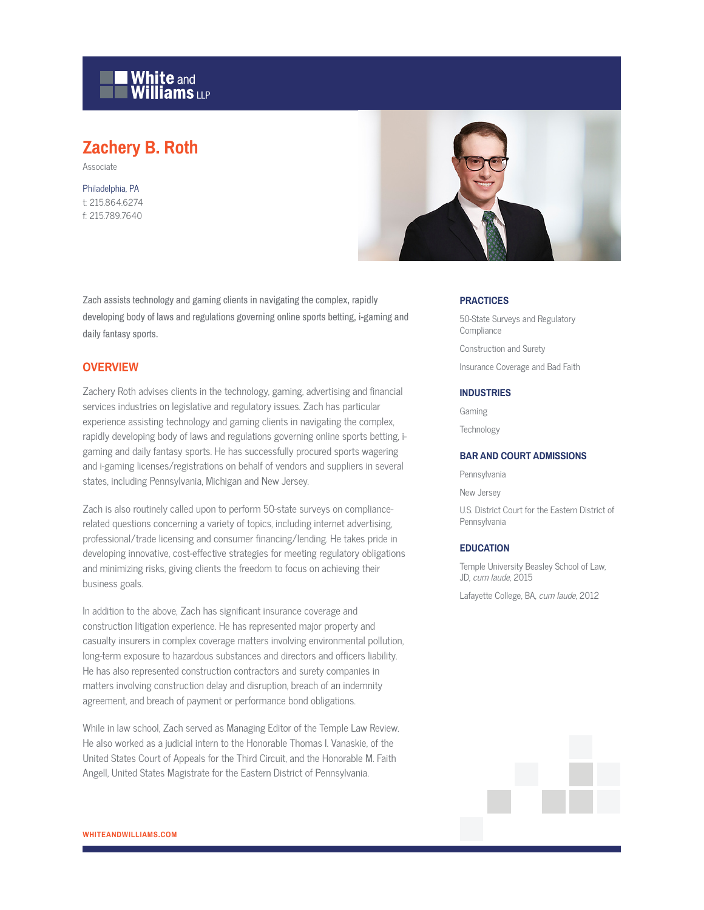White and Williams LLP

# Zachery B. Roth

Associate

Philadelphia, PA
t: 215.864.6274
f: 215.789.7640

Zach assists technology and gaming clients in navigating the complex, rapidly developing body of laws and regulations governing online sports betting, i-gaming and daily fantasy sports.

## OVERVIEW

Zachery Roth advises clients in the technology, gaming, advertising and financial services industries on legislative and regulatory issues. Zach has particular experience assisting technology and gaming clients in navigating the complex, rapidly developing body of laws and regulations governing online sports betting, i-gaming and daily fantasy sports. He has successfully procured sports wagering and i-gaming licenses/registrations on behalf of vendors and suppliers in several states, including Pennsylvania, Michigan and New Jersey.

Zach is also routinely called upon to perform 50-state surveys on compliance-related questions concerning a variety of topics, including internet advertising, professional/trade licensing and consumer financing/lending. He takes pride in developing innovative, cost-effective strategies for meeting regulatory obligations and minimizing risks, giving clients the freedom to focus on achieving their business goals.

In addition to the above, Zach has significant insurance coverage and construction litigation experience. He has represented major property and casualty insurers in complex coverage matters involving environmental pollution, long-term exposure to hazardous substances and directors and officers liability. He has also represented construction contractors and surety companies in matters involving construction delay and disruption, breach of an indemnity agreement, and breach of payment or performance bond obligations.

While in law school, Zach served as Managing Editor of the Temple Law Review. He also worked as a judicial intern to the Honorable Thomas I. Vanaskie, of the United States Court of Appeals for the Third Circuit, and the Honorable M. Faith Angell, United States Magistrate for the Eastern District of Pennsylvania.

### PRACTICES

- 50-State Surveys and Regulatory Compliance
- Construction and Surety
- Insurance Coverage and Bad Faith

### INDUSTRIES

- Gaming
- Technology

### BAR AND COURT ADMISSIONS

- Pennsylvania
- New Jersey
- U.S. District Court for the Eastern District of Pennsylvania

### EDUCATION

- Temple University Beasley School of Law, JD, *cum laude*, 2015
- Lafayette College, BA, *cum laude*, 2012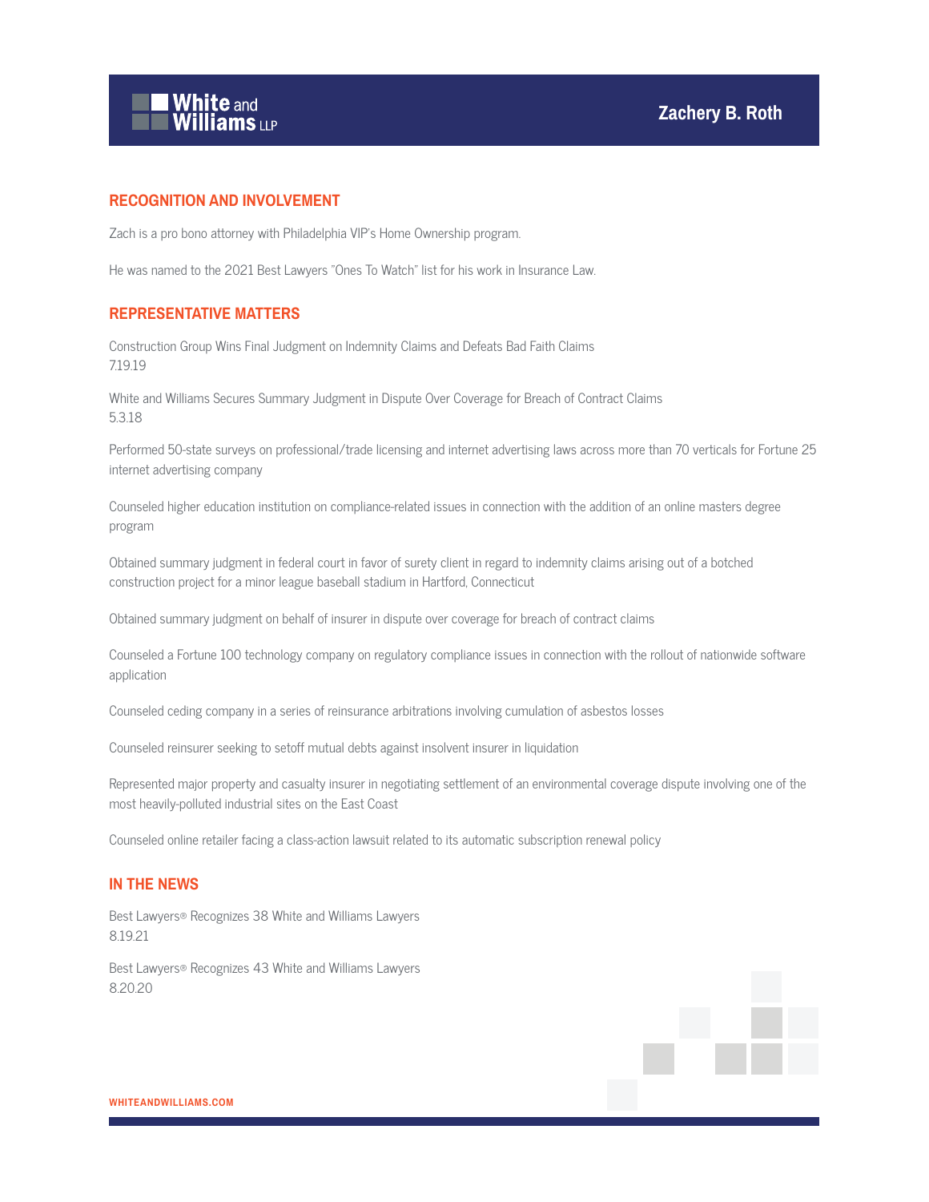## RECOGNITION AND INVOLVEMENT

Zach is a pro bono attorney with Philadelphia VIP's Home Ownership program.

He was named to the 2021 Best Lawyers "Ones To Watch" list for his work in Insurance Law.

## REPRESENTATIVE MATTERS

Construction Group Wins Final Judgment on Indemnity Claims and Defeats Bad Faith Claims
7.19.19

White and Williams Secures Summary Judgment in Dispute Over Coverage for Breach of Contract Claims
5.3.18

Performed 50-state surveys on professional/trade licensing and internet advertising laws across more than 70 verticals for Fortune 25 internet advertising company

Counseled higher education institution on compliance-related issues in connection with the addition of an online masters degree program

Obtained summary judgment in federal court in favor of surety client in regard to indemnity claims arising out of a botched construction project for a minor league baseball stadium in Hartford, Connecticut

Obtained summary judgment on behalf of insurer in dispute over coverage for breach of contract claims

Counseled a Fortune 100 technology company on regulatory compliance issues in connection with the rollout of nationwide software application

Counseled ceding company in a series of reinsurance arbitrations involving cumulation of asbestos losses

Counseled reinsurer seeking to setoff mutual debts against insolvent insurer in liquidation

Represented major property and casualty insurer in negotiating settlement of an environmental coverage dispute involving one of the most heavily-polluted industrial sites on the East Coast

Counseled online retailer facing a class-action lawsuit related to its automatic subscription renewal policy

## IN THE NEWS

Best Lawyers® Recognizes 38 White and Williams Lawyers
8.19.21

Best Lawyers® Recognizes 43 White and Williams Lawyers
8.20.20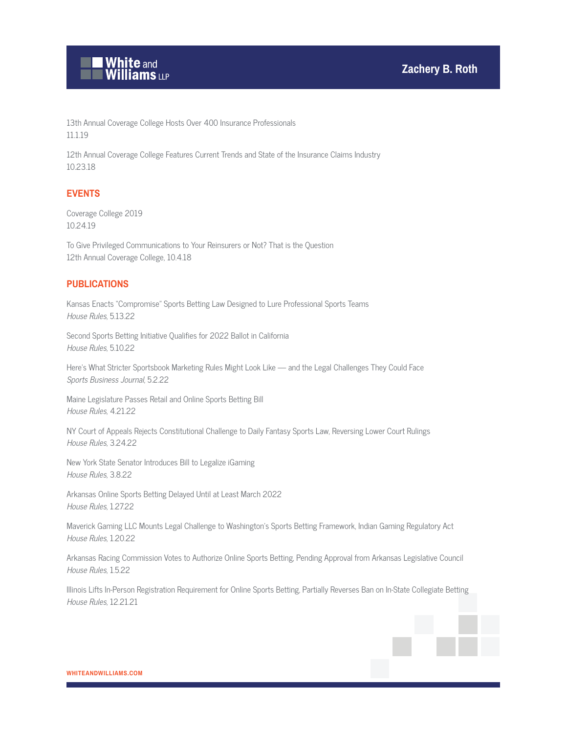13th Annual Coverage College Hosts Over 400 Insurance Professionals
11.1.19

12th Annual Coverage College Features Current Trends and State of the Insurance Claims Industry
10.23.18

## EVENTS

Coverage College 2019
10.24.19

To Give Privileged Communications to Your Reinsurers or Not? That is the Question
12th Annual Coverage College, 10.4.18

## PUBLICATIONS

Kansas Enacts "Compromise" Sports Betting Law Designed to Lure Professional Sports Teams
*House Rules*, 5.13.22

Second Sports Betting Initiative Qualifies for 2022 Ballot in California
*House Rules*, 5.10.22

Here's What Stricter Sportsbook Marketing Rules Might Look Like — and the Legal Challenges They Could Face
*Sports Business Journal*, 5.2.22

Maine Legislature Passes Retail and Online Sports Betting Bill
*House Rules*, 4.21.22

NY Court of Appeals Rejects Constitutional Challenge to Daily Fantasy Sports Law, Reversing Lower Court Rulings
*House Rules*, 3.24.22

New York State Senator Introduces Bill to Legalize iGaming
*House Rules*, 3.8.22

Arkansas Online Sports Betting Delayed Until at Least March 2022
*House Rules*, 1.27.22

Maverick Gaming LLC Mounts Legal Challenge to Washington's Sports Betting Framework, Indian Gaming Regulatory Act
*House Rules*, 1.20.22

Arkansas Racing Commission Votes to Authorize Online Sports Betting, Pending Approval from Arkansas Legislative Council
*House Rules*, 1.5.22

Illinois Lifts In-Person Registration Requirement for Online Sports Betting, Partially Reverses Ban on In-State Collegiate Betting
*House Rules*, 12.21.21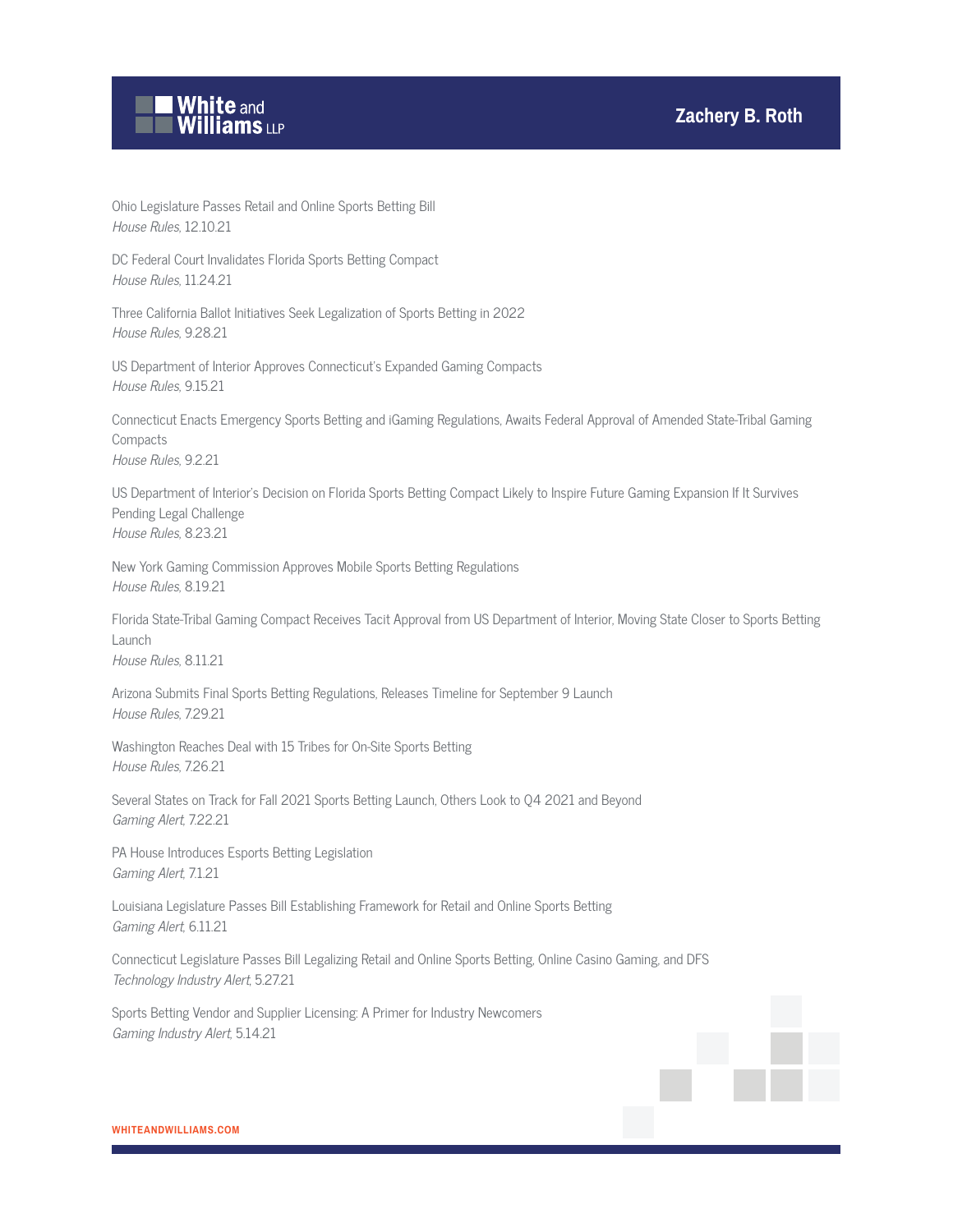Ohio Legislature Passes Retail and Online Sports Betting Bill
*House Rules*, 12.10.21

DC Federal Court Invalidates Florida Sports Betting Compact
*House Rules*, 11.24.21

Three California Ballot Initiatives Seek Legalization of Sports Betting in 2022
*House Rules*, 9.28.21

US Department of Interior Approves Connecticut's Expanded Gaming Compacts
*House Rules*, 9.15.21

Connecticut Enacts Emergency Sports Betting and iGaming Regulations, Awaits Federal Approval of Amended State-Tribal Gaming Compacts
*House Rules*, 9.2.21

US Department of Interior's Decision on Florida Sports Betting Compact Likely to Inspire Future Gaming Expansion If It Survives Pending Legal Challenge
*House Rules*, 8.23.21

New York Gaming Commission Approves Mobile Sports Betting Regulations
*House Rules*, 8.19.21

Florida State-Tribal Gaming Compact Receives Tacit Approval from US Department of Interior, Moving State Closer to Sports Betting Launch
*House Rules*, 8.11.21

Arizona Submits Final Sports Betting Regulations, Releases Timeline for September 9 Launch
*House Rules*, 7.29.21

Washington Reaches Deal with 15 Tribes for On-Site Sports Betting
*House Rules*, 7.26.21

Several States on Track for Fall 2021 Sports Betting Launch, Others Look to Q4 2021 and Beyond
*Gaming Alert*, 7.22.21

PA House Introduces Esports Betting Legislation
*Gaming Alert*, 7.1.21

Louisiana Legislature Passes Bill Establishing Framework for Retail and Online Sports Betting
*Gaming Alert*, 6.11.21

Connecticut Legislature Passes Bill Legalizing Retail and Online Sports Betting, Online Casino Gaming, and DFS
*Technology Industry Alert*, 5.27.21

Sports Betting Vendor and Supplier Licensing: A Primer for Industry Newcomers
*Gaming Industry Alert*, 5.14.21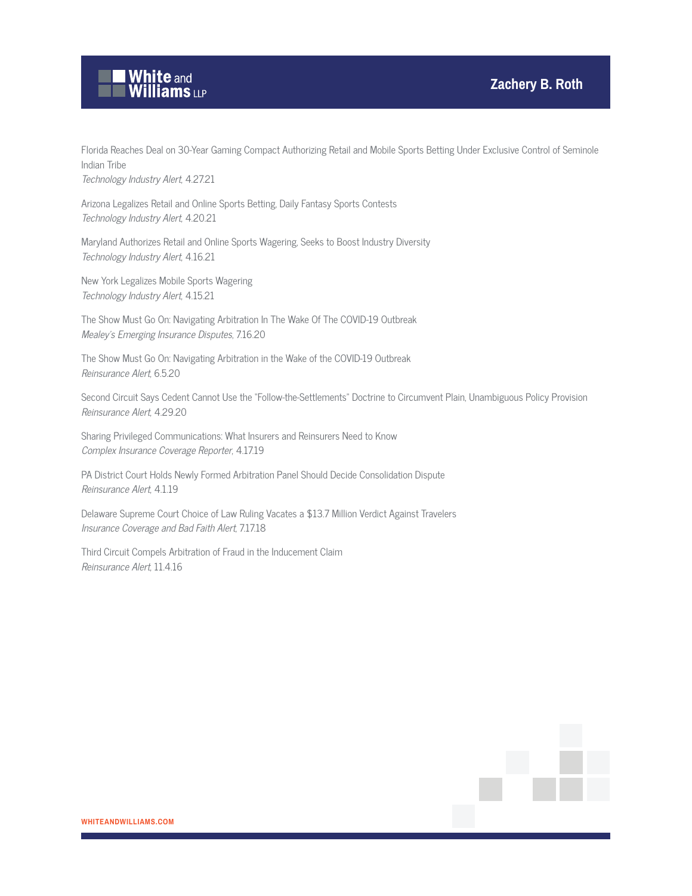Florida Reaches Deal on 30-Year Gaming Compact Authorizing Retail and Mobile Sports Betting Under Exclusive Control of Seminole Indian Tribe
*Technology Industry Alert*, 4.27.21

Arizona Legalizes Retail and Online Sports Betting, Daily Fantasy Sports Contests
*Technology Industry Alert*, 4.20.21

Maryland Authorizes Retail and Online Sports Wagering, Seeks to Boost Industry Diversity
*Technology Industry Alert*, 4.16.21

New York Legalizes Mobile Sports Wagering
*Technology Industry Alert*, 4.15.21

The Show Must Go On: Navigating Arbitration In The Wake Of The COVID-19 Outbreak
*Mealey's Emerging Insurance Disputes*, 7.16.20

The Show Must Go On: Navigating Arbitration in the Wake of the COVID-19 Outbreak
*Reinsurance Alert*, 6.5.20

Second Circuit Says Cedent Cannot Use the "Follow-the-Settlements" Doctrine to Circumvent Plain, Unambiguous Policy Provision
*Reinsurance Alert*, 4.29.20

Sharing Privileged Communications: What Insurers and Reinsurers Need to Know
*Complex Insurance Coverage Reporter*, 4.17.19

PA District Court Holds Newly Formed Arbitration Panel Should Decide Consolidation Dispute
*Reinsurance Alert*, 4.1.19

Delaware Supreme Court Choice of Law Ruling Vacates a $13.7 Million Verdict Against Travelers
*Insurance Coverage and Bad Faith Alert*, 7.17.18

Third Circuit Compels Arbitration of Fraud in the Inducement Claim
*Reinsurance Alert*, 11.4.16